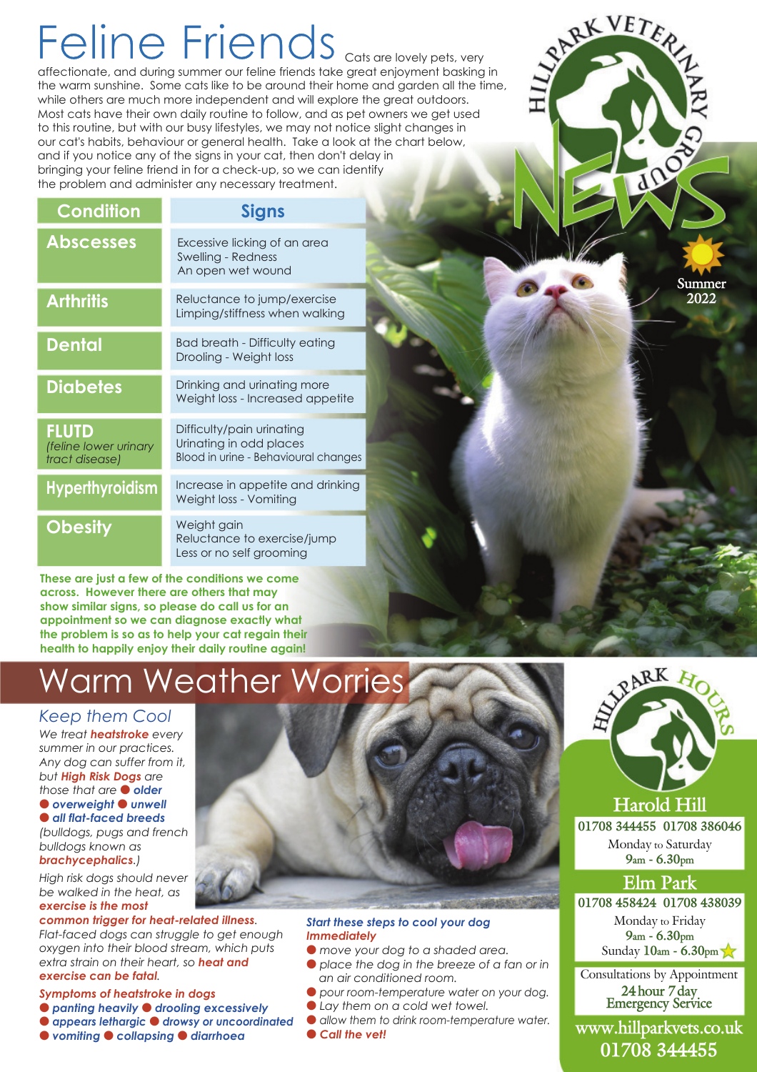# Feline Friends

Cats are lovely pets, very affectionate, and during summer our feline friends take great enjoyment basking in the warm sunshine. Some cats like to be around their home and garden all the time, while others are much more independent and will explore the great outdoors. Most cats have their own daily routine to follow, and as pet owners we get used to this routine, but with our busy lifestyles, we may not notice slight changes in our cat's habits, behaviour or general health. Take a look at the chart below, and if you notice any of the signs in your cat, then don't delay in bringing your feline friend in for a check-up, so we can identify the problem and administer any necessary treatment.

HILLPARK VETERINARY GROUP NEWS

Summer 2022

| Condition | Signs |
|---|---|
| Abscesses | Excessive licking of an area<br>Swelling - Redness<br>An open wet wound |
| Arthritis | Reluctance to jump/exercise<br>Limping/stiffness when walking |
| Dental | Bad breath - Difficulty eating<br>Drooling - Weight loss |
| Diabetes | Drinking and urinating more<br>Weight loss - Increased appetite |
| FLUTD *(feline lower urinary tract disease)* | Difficulty/pain urinating<br>Urinating in odd places<br>Blood in urine - Behavioural changes |
| Hyperthyroidism | Increase in appetite and drinking<br>Weight loss - Vomiting |
| Obesity | Weight gain<br>Reluctance to exercise/jump<br>Less or no self grooming |

**These are just a few of the conditions we come across. However there are others that may show similar signs, so please do call us for an appointment so we can diagnose exactly what the problem is so as to help your cat regain their health to happily enjoy their daily routine again!**

# Warm Weather Worries

## *Keep them Cool*

*We treat **heatstroke** every summer in our practices. Any dog can suffer from it, but **High Risk Dogs** are those that are*

- ***older***
- ***overweight***
- ***unwell***
- ***all flat-faced breeds***

*(bulldogs, pugs and french bulldogs known as **brachycephalics**.)*

*High risk dogs should never be walked in the heat, as **exercise is the most common trigger for heat-related illness**. Flat-faced dogs can struggle to get enough oxygen into their blood stream, which puts extra strain on their heart, so **heat and exercise can be fatal**.*

***Symptoms of heatstroke in dogs***

- ***panting heavily***
- ***drooling excessively***
- ***appears lethargic***
- ***drowsy or uncoordinated***
- ***vomiting***
- ***collapsing***
- ***diarrhoea***

***Start these steps to cool your dog Immediately***

- *move your dog to a shaded area.*
- *place the dog in the breeze of a fan or in an air conditioned room.*
- *pour room-temperature water on your dog.*
- *Lay them on a cold wet towel.*
- *allow them to drink room-temperature water.*
- ***Call the vet!***

## HILLPARK HOURS

**Harold Hill**
01708 344455 01708 386046
Monday to Saturday
9am - 6.30pm

**Elm Park**
01708 458424 01708 438039
Monday to Friday
9am - 6.30pm
Sunday 10am - 6.30pm

Consultations by Appointment
24 hour 7 day Emergency Service

www.hillparkvets.co.uk
01708 344455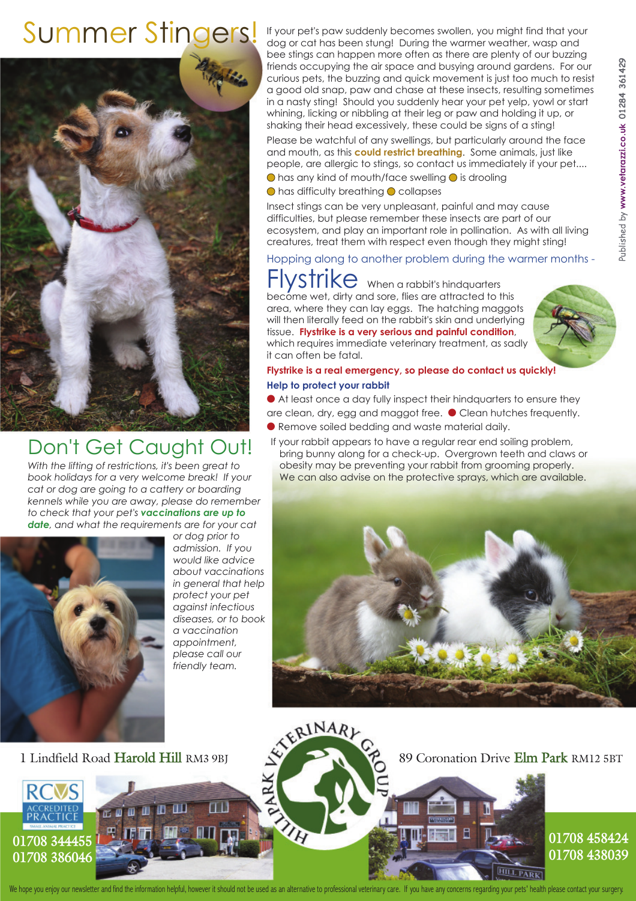# Summer Stingers!

If your pet's paw suddenly becomes swollen, you might find that your dog or cat has been stung! During the warmer weather, wasp and bee stings can happen more often as there are plenty of our buzzing friends occupying the air space and busying around gardens. For our curious pets, the buzzing and quick movement is just too much to resist a good old snap, paw and chase at these insects, resulting sometimes in a nasty sting! Should you suddenly hear your pet yelp, yowl or start whining, licking or nibbling at their leg or paw and holding it up, or shaking their head excessively, these could be signs of a sting!

Please be watchful of any swellings, but particularly around the face and mouth, as this **could restrict breathing**. Some animals, just like people, are allergic to stings, so contact us immediately if your pet....

- has any kind of mouth/face swelling
- is drooling
- has difficulty breathing
- collapses

Insect stings can be very unpleasant, painful and may cause difficulties, but please remember these insects are part of our ecosystem, and play an important role in pollination. As with all living creatures, treat them with respect even though they might sting!

Hopping along to another problem during the warmer months -

# Flystrike

When a rabbit's hindquarters become wet, dirty and sore, flies are attracted to this area, where they can lay eggs. The hatching maggots will then literally feed on the rabbit's skin and underlying tissue. **Flystrike is a very serious and painful condition**, which requires immediate veterinary treatment, as sadly it can often be fatal.

**Flystrike is a real emergency, so please do contact us quickly!**

**Help to protect your rabbit**

- At least once a day fully inspect their hindquarters to ensure they are clean, dry, egg and maggot free.
- Clean hutches frequently.
- Remove soiled bedding and waste material daily.

If your rabbit appears to have a regular rear end soiling problem, bring bunny along for a check-up. Overgrown teeth and claws or obesity may be preventing your rabbit from grooming properly. We can also advise on the protective sprays, which are available.

# Don't Get Caught Out!

*With the lifting of restrictions, it's been great to book holidays for a very welcome break! If your cat or dog are going to a cattery or boarding kennels while you are away, please do remember to check that your pet's* ***vaccinations are up to date****, and what the requirements are for your cat or dog prior to admission. If you would like advice about vaccinations in general that help protect your pet against infectious diseases, or to book a vaccination appointment, please call our friendly team.*

Published by www.vetarazzi.co.uk 01284 361429

**Hillpark Veterinary Group**

1 Lindfield Road **Harold Hill** RM3 9BJ

01708 344455
01708 386046

89 Coronation Drive **Elm Park** RM12 5BT

01708 458424
01708 438039

RCVS Accredited Practice – Small Animal Practice

We hope you enjoy our newsletter and find the information helpful, however it should not be used as an alternative to professional veterinary care. If you have any concerns regarding your pets' health please contact your surgery.